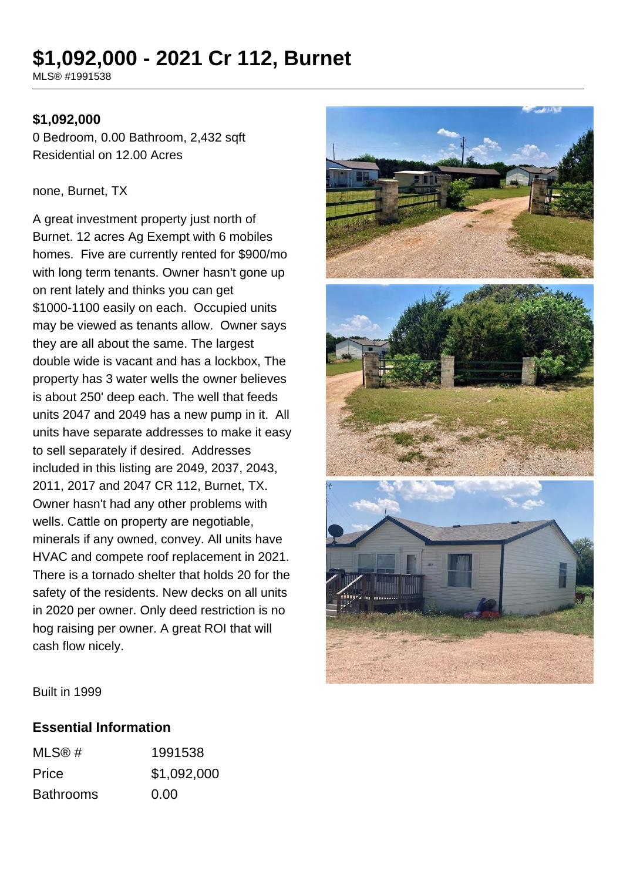# $1,092,000 - 2021 Cr 112, Burnet

MLS® #1991538

**$1,092,000**

0 Bedroom, 0.00 Bathroom, 2,432 sqft
Residential on 12.00 Acres

none, Burnet, TX

A great investment property just north of Burnet. 12 acres Ag Exempt with 6 mobiles homes. Five are currently rented for $900/mo with long term tenants. Owner hasn't gone up on rent lately and thinks you can get $1000-1100 easily on each. Occupied units may be viewed as tenants allow. Owner says they are all about the same. The largest double wide is vacant and has a lockbox, The property has 3 water wells the owner believes is about 250' deep each. The well that feeds units 2047 and 2049 has a new pump in it. All units have separate addresses to make it easy to sell separately if desired. Addresses included in this listing are 2049, 2037, 2043, 2011, 2017 and 2047 CR 112, Burnet, TX. Owner hasn't had any other problems with wells. Cattle on property are negotiable, minerals if any owned, convey. All units have HVAC and compete roof replacement in 2021. There is a tornado shelter that holds 20 for the safety of the residents. New decks on all units in 2020 per owner. Only deed restriction is no hog raising per owner. A great ROI that will cash flow nicely.

Built in 1999

## Essential Information

| | |
|---|---|
| MLS® # | 1991538 |
| Price | $1,092,000 |
| Bathrooms | 0.00 |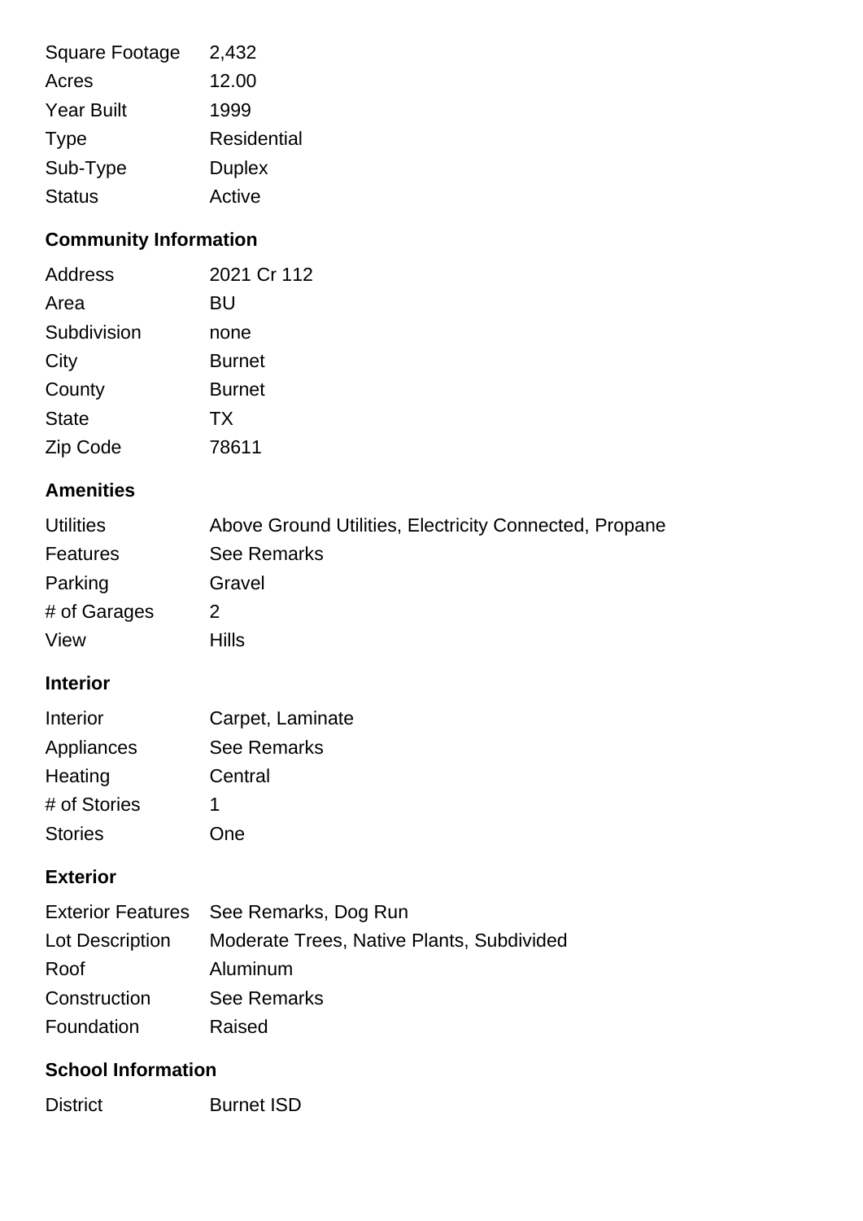| | |
|---|---|
| Square Footage | 2,432 |
| Acres | 12.00 |
| Year Built | 1999 |
| Type | Residential |
| Sub-Type | Duplex |
| Status | Active |

## Community Information

| | |
|---|---|
| Address | 2021 Cr 112 |
| Area | BU |
| Subdivision | none |
| City | Burnet |
| County | Burnet |
| State | TX |
| Zip Code | 78611 |

## Amenities

| | |
|---|---|
| Utilities | Above Ground Utilities, Electricity Connected, Propane |
| Features | See Remarks |
| Parking | Gravel |
| # of Garages | 2 |
| View | Hills |

## Interior

| | |
|---|---|
| Interior | Carpet, Laminate |
| Appliances | See Remarks |
| Heating | Central |
| # of Stories | 1 |
| Stories | One |

## Exterior

| | |
|---|---|
| Exterior Features | See Remarks, Dog Run |
| Lot Description | Moderate Trees, Native Plants, Subdivided |
| Roof | Aluminum |
| Construction | See Remarks |
| Foundation | Raised |

## School Information

| | |
|---|---|
| District | Burnet ISD |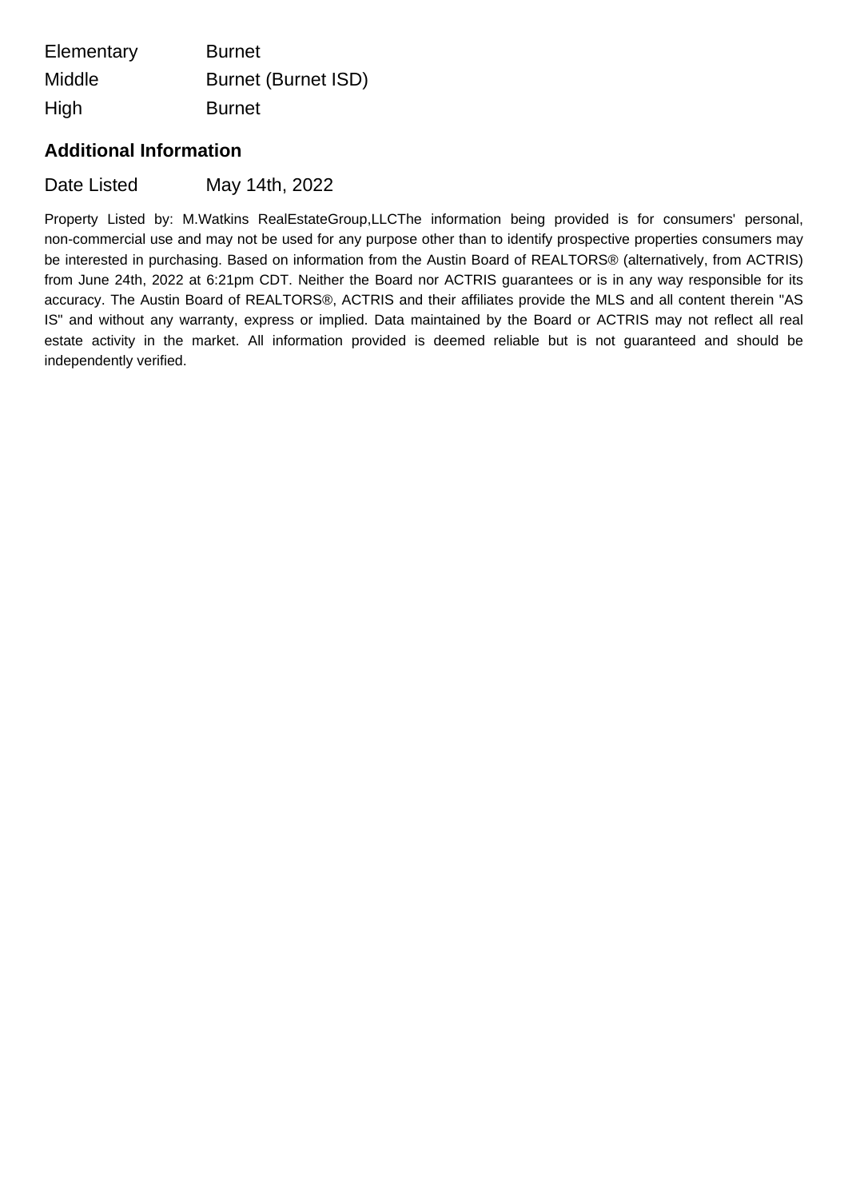| | |
|---|---|
| Elementary | Burnet |
| Middle | Burnet (Burnet ISD) |
| High | Burnet |

## Additional Information

| | |
|---|---|
| Date Listed | May 14th, 2022 |

Property Listed by: M.Watkins RealEstateGroup,LLCThe information being provided is for consumers' personal, non-commercial use and may not be used for any purpose other than to identify prospective properties consumers may be interested in purchasing. Based on information from the Austin Board of REALTORS® (alternatively, from ACTRIS) from June 24th, 2022 at 6:21pm CDT. Neither the Board nor ACTRIS guarantees or is in any way responsible for its accuracy. The Austin Board of REALTORS®, ACTRIS and their affiliates provide the MLS and all content therein "AS IS" and without any warranty, express or implied. Data maintained by the Board or ACTRIS may not reflect all real estate activity in the market. All information provided is deemed reliable but is not guaranteed and should be independently verified.